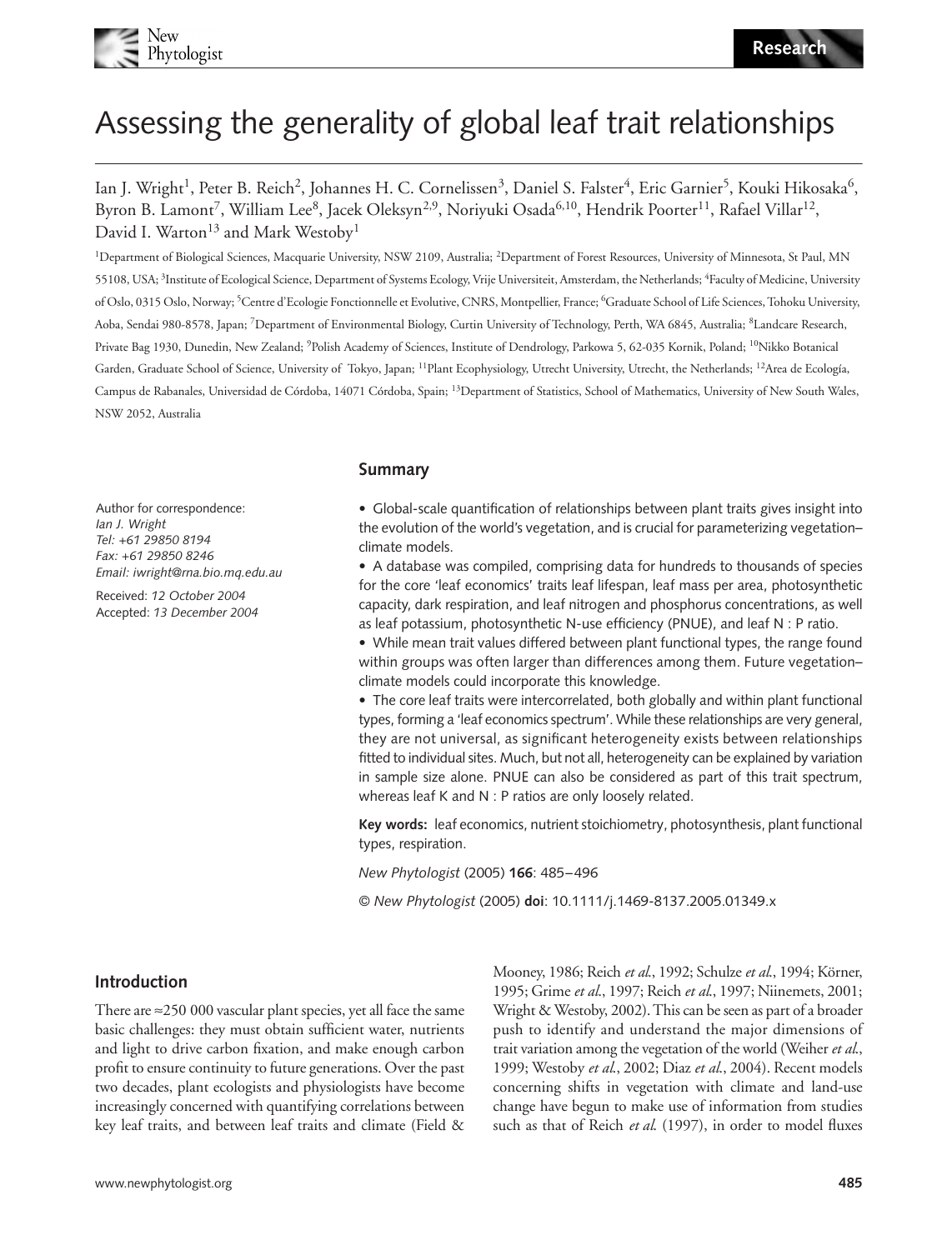# Assessing the generality of global leaf trait relationships

Ian J. Wright[1], Peter B. Reich[2], Johannes H. C. Cornelissen[3], Daniel S. Falster[4], Eric Garnier[5], Kouki Hikosaka[6], Byron B. Lamont[7], William Lee[8], Jacek Oleksyn[2,9], Noriyuki Osada[6,10], Hendrik Poorter[11], Rafael Villar[12], David I. Warton[13] and Mark Westoby[1]

[1]Department of Biological Sciences, Macquarie University, NSW 2109, Australia; [2]Department of Forest Resources, University of Minnesota, St Paul, MN 55108, USA; [3]Institute of Ecological Science, Department of Systems Ecology, Vrije Universiteit, Amsterdam, the Netherlands; [4]Faculty of Medicine, University of Oslo, 0315 Oslo, Norway; [5]Centre d'Ecologie Fonctionnelle et Evolutive, CNRS, Montpellier, France; [6]Graduate School of Life Sciences, Tohoku University, Aoba, Sendai 980-8578, Japan; [7]Department of Environmental Biology, Curtin University of Technology, Perth, WA 6845, Australia; [8]Landcare Research, Private Bag 1930, Dunedin, New Zealand; [9]Polish Academy of Sciences, Institute of Dendrology, Parkowa 5, 62-035 Kornik, Poland; [10]Nikko Botanical Garden, Graduate School of Science, University of Tokyo, Japan; [11]Plant Ecophysiology, Utrecht University, Utrecht, the Netherlands; [12]Area de Ecología, Campus de Rabanales, Universidad de Córdoba, 14071 Córdoba, Spain; [13]Department of Statistics, School of Mathematics, University of New South Wales, NSW 2052, Australia

Author for correspondence:
*Ian J. Wright*
*Tel: +61 29850 8194*
*Fax: +61 29850 8246*
*Email: iwright@rna.bio.mq.edu.au*

Received: *12 October 2004*
Accepted: *13 December 2004*

## Summary

- Global-scale quantification of relationships between plant traits gives insight into the evolution of the world's vegetation, and is crucial for parameterizing vegetation–climate models.
- A database was compiled, comprising data for hundreds to thousands of species for the core 'leaf economics' traits leaf lifespan, leaf mass per area, photosynthetic capacity, dark respiration, and leaf nitrogen and phosphorus concentrations, as well as leaf potassium, photosynthetic N-use efficiency (PNUE), and leaf N : P ratio.
- While mean trait values differed between plant functional types, the range found within groups was often larger than differences among them. Future vegetation–climate models could incorporate this knowledge.
- The core leaf traits were intercorrelated, both globally and within plant functional types, forming a 'leaf economics spectrum'. While these relationships are very general, they are not universal, as significant heterogeneity exists between relationships fitted to individual sites. Much, but not all, heterogeneity can be explained by variation in sample size alone. PNUE can also be considered as part of this trait spectrum, whereas leaf K and N : P ratios are only loosely related.

**Key words:** leaf economics, nutrient stoichiometry, photosynthesis, plant functional types, respiration.

*New Phytologist* (2005) **166**: 485–496

© *New Phytologist* (2005) **doi**: 10.1111/j.1469-8137.2005.01349.x

## Introduction

There are ≈250 000 vascular plant species, yet all face the same basic challenges: they must obtain sufficient water, nutrients and light to drive carbon fixation, and make enough carbon profit to ensure continuity to future generations. Over the past two decades, plant ecologists and physiologists have become increasingly concerned with quantifying correlations between key leaf traits, and between leaf traits and climate (Field & Mooney, 1986; Reich *et al.*, 1992; Schulze *et al.*, 1994; Körner, 1995; Grime *et al.*, 1997; Reich *et al.*, 1997; Niinemets, 2001; Wright & Westoby, 2002). This can be seen as part of a broader push to identify and understand the major dimensions of trait variation among the vegetation of the world (Weiher *et al.*, 1999; Westoby *et al.*, 2002; Diaz *et al.*, 2004). Recent models concerning shifts in vegetation with climate and land-use change have begun to make use of information from studies such as that of Reich *et al.* (1997), in order to model fluxes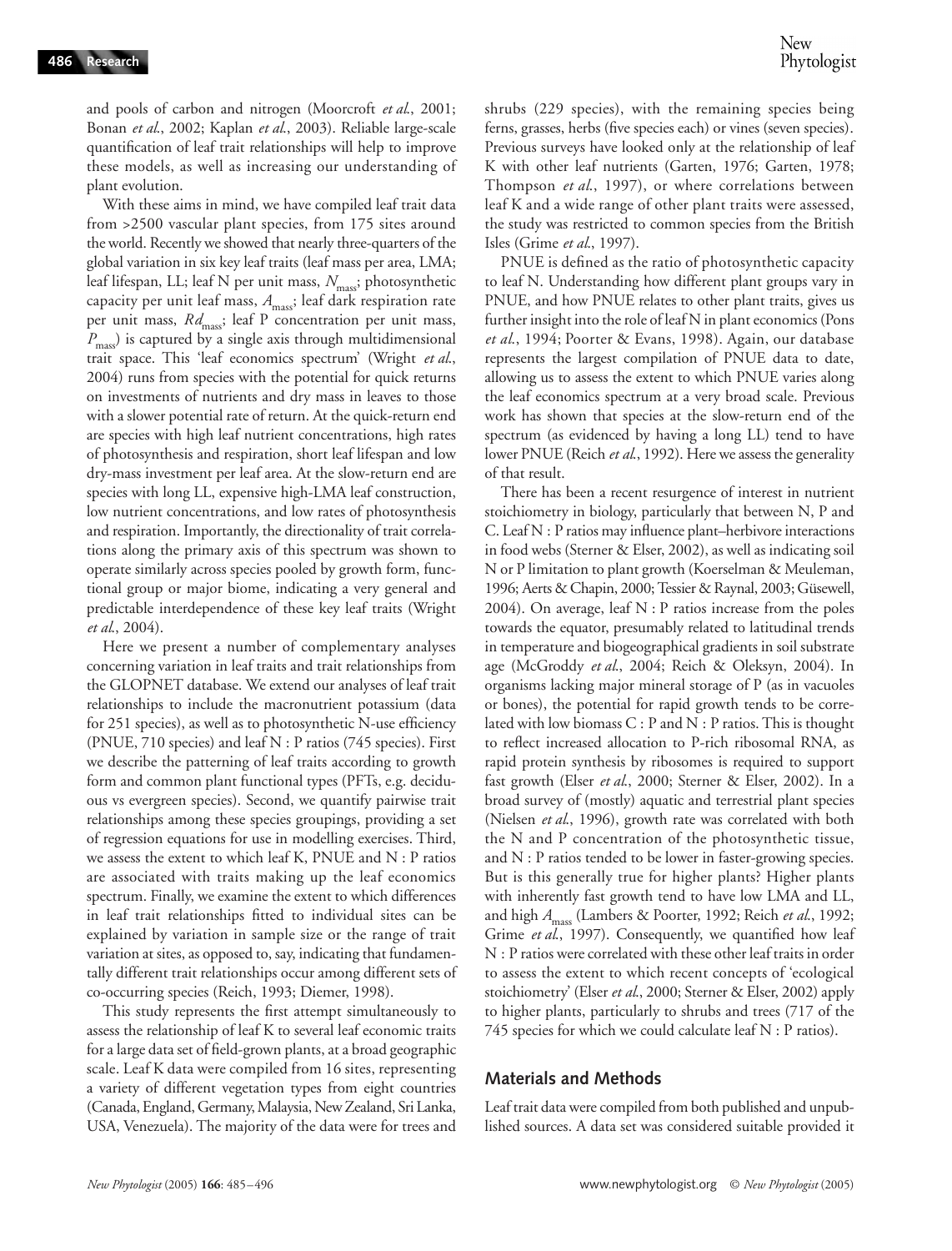and pools of carbon and nitrogen (Moorcroft *et al.*, 2001; Bonan *et al.*, 2002; Kaplan *et al.*, 2003). Reliable large-scale quantification of leaf trait relationships will help to improve these models, as well as increasing our understanding of plant evolution.

With these aims in mind, we have compiled leaf trait data from >2500 vascular plant species, from 175 sites around the world. Recently we showed that nearly three-quarters of the global variation in six key leaf traits (leaf mass per area, LMA; leaf lifespan, LL; leaf N per unit mass, $N_{mass}$; photosynthetic capacity per unit leaf mass, $A_{mass}$; leaf dark respiration rate per unit mass, $Rd_{mass}$; leaf P concentration per unit mass, $P_{mass}$) is captured by a single axis through multidimensional trait space. This 'leaf economics spectrum' (Wright *et al.*, 2004) runs from species with the potential for quick returns on investments of nutrients and dry mass in leaves to those with a slower potential rate of return. At the quick-return end are species with high leaf nutrient concentrations, high rates of photosynthesis and respiration, short leaf lifespan and low dry-mass investment per leaf area. At the slow-return end are species with long LL, expensive high-LMA leaf construction, low nutrient concentrations, and low rates of photosynthesis and respiration. Importantly, the directionality of trait correlations along the primary axis of this spectrum was shown to operate similarly across species pooled by growth form, functional group or major biome, indicating a very general and predictable interdependence of these key leaf traits (Wright *et al.*, 2004).

Here we present a number of complementary analyses concerning variation in leaf traits and trait relationships from the GLOPNET database. We extend our analyses of leaf trait relationships to include the macronutrient potassium (data for 251 species), as well as to photosynthetic N-use efficiency (PNUE, 710 species) and leaf N : P ratios (745 species). First we describe the patterning of leaf traits according to growth form and common plant functional types (PFTs, e.g. deciduous vs evergreen species). Second, we quantify pairwise trait relationships among these species groupings, providing a set of regression equations for use in modelling exercises. Third, we assess the extent to which leaf K, PNUE and N : P ratios are associated with traits making up the leaf economics spectrum. Finally, we examine the extent to which differences in leaf trait relationships fitted to individual sites can be explained by variation in sample size or the range of trait variation at sites, as opposed to, say, indicating that fundamentally different trait relationships occur among different sets of co-occurring species (Reich, 1993; Diemer, 1998).

This study represents the first attempt simultaneously to assess the relationship of leaf K to several leaf economic traits for a large data set of field-grown plants, at a broad geographic scale. Leaf K data were compiled from 16 sites, representing a variety of different vegetation types from eight countries (Canada, England, Germany, Malaysia, New Zealand, Sri Lanka, USA, Venezuela). The majority of the data were for trees and shrubs (229 species), with the remaining species being ferns, grasses, herbs (five species each) or vines (seven species). Previous surveys have looked only at the relationship of leaf K with other leaf nutrients (Garten, 1976; Garten, 1978; Thompson *et al.*, 1997), or where correlations between leaf K and a wide range of other plant traits were assessed, the study was restricted to common species from the British Isles (Grime *et al.*, 1997).

PNUE is defined as the ratio of photosynthetic capacity to leaf N. Understanding how different plant groups vary in PNUE, and how PNUE relates to other plant traits, gives us further insight into the role of leaf N in plant economics (Pons *et al.*, 1994; Poorter & Evans, 1998). Again, our database represents the largest compilation of PNUE data to date, allowing us to assess the extent to which PNUE varies along the leaf economics spectrum at a very broad scale. Previous work has shown that species at the slow-return end of the spectrum (as evidenced by having a long LL) tend to have lower PNUE (Reich *et al.*, 1992). Here we assess the generality of that result.

There has been a recent resurgence of interest in nutrient stoichiometry in biology, particularly that between N, P and C. Leaf N : P ratios may influence plant–herbivore interactions in food webs (Sterner & Elser, 2002), as well as indicating soil N or P limitation to plant growth (Koerselman & Meuleman, 1996; Aerts & Chapin, 2000; Tessier & Raynal, 2003; Güsewell, 2004). On average, leaf N : P ratios increase from the poles towards the equator, presumably related to latitudinal trends in temperature and biogeographical gradients in soil substrate age (McGroddy *et al.*, 2004; Reich & Oleksyn, 2004). In organisms lacking major mineral storage of P (as in vacuoles or bones), the potential for rapid growth tends to be correlated with low biomass C : P and N : P ratios. This is thought to reflect increased allocation to P-rich ribosomal RNA, as rapid protein synthesis by ribosomes is required to support fast growth (Elser *et al.*, 2000; Sterner & Elser, 2002). In a broad survey of (mostly) aquatic and terrestrial plant species (Nielsen *et al.*, 1996), growth rate was correlated with both the N and P concentration of the photosynthetic tissue, and N : P ratios tended to be lower in faster-growing species. But is this generally true for higher plants? Higher plants with inherently fast growth tend to have low LMA and LL, and high $A_{mass}$ (Lambers & Poorter, 1992; Reich *et al.*, 1992; Grime *et al.*, 1997). Consequently, we quantified how leaf N : P ratios were correlated with these other leaf traits in order to assess the extent to which recent concepts of 'ecological stoichiometry' (Elser *et al.*, 2000; Sterner & Elser, 2002) apply to higher plants, particularly to shrubs and trees (717 of the 745 species for which we could calculate leaf N : P ratios).

## Materials and Methods

Leaf trait data were compiled from both published and unpublished sources. A data set was considered suitable provided it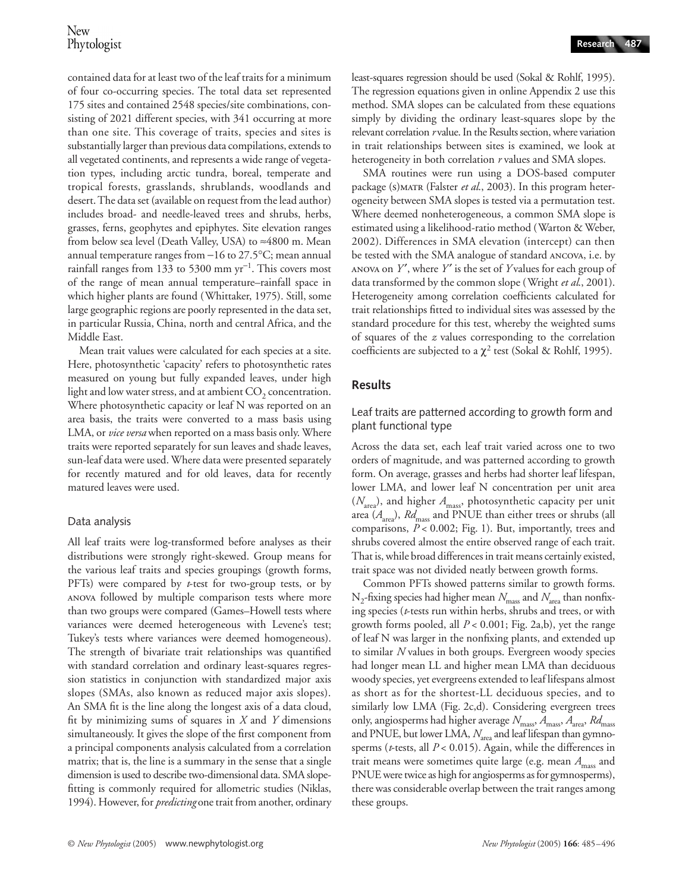contained data for at least two of the leaf traits for a minimum of four co-occurring species. The total data set represented 175 sites and contained 2548 species/site combinations, consisting of 2021 different species, with 341 occurring at more than one site. This coverage of traits, species and sites is substantially larger than previous data compilations, extends to all vegetated continents, and represents a wide range of vegetation types, including arctic tundra, boreal, temperate and tropical forests, grasslands, shrublands, woodlands and desert. The data set (available on request from the lead author) includes broad- and needle-leaved trees and shrubs, herbs, grasses, ferns, geophytes and epiphytes. Site elevation ranges from below sea level (Death Valley, USA) to ≈4800 m. Mean annual temperature ranges from −16 to 27.5°C; mean annual rainfall ranges from 133 to 5300 mm $yr^{-1}$. This covers most of the range of mean annual temperature–rainfall space in which higher plants are found (Whittaker, 1975). Still, some large geographic regions are poorly represented in the data set, in particular Russia, China, north and central Africa, and the Middle East.

Mean trait values were calculated for each species at a site. Here, photosynthetic 'capacity' refers to photosynthetic rates measured on young but fully expanded leaves, under high light and low water stress, and at ambient $CO_2$ concentration. Where photosynthetic capacity or leaf N was reported on an area basis, the traits were converted to a mass basis using LMA, or *vice versa* when reported on a mass basis only. Where traits were reported separately for sun leaves and shade leaves, sun-leaf data were used. Where data were presented separately for recently matured and for old leaves, data for recently matured leaves were used.

### Data analysis

All leaf traits were log-transformed before analyses as their distributions were strongly right-skewed. Group means for the various leaf traits and species groupings (growth forms, PFTs) were compared by *t*-test for two-group tests, or by ANOVA followed by multiple comparison tests where more than two groups were compared (Games–Howell tests where variances were deemed heterogeneous with Levene's test; Tukey's tests where variances were deemed homogeneous). The strength of bivariate trait relationships was quantified with standard correlation and ordinary least-squares regression statistics in conjunction with standardized major axis slopes (SMAs, also known as reduced major axis slopes). An SMA fit is the line along the longest axis of a data cloud, fit by minimizing sums of squares in $X$ and $Y$ dimensions simultaneously. It gives the slope of the first component from a principal components analysis calculated from a correlation matrix; that is, the line is a summary in the sense that a single dimension is used to describe two-dimensional data. SMA slope-fitting is commonly required for allometric studies (Niklas, 1994). However, for *predicting* one trait from another, ordinary least-squares regression should be used (Sokal & Rohlf, 1995). The regression equations given in online Appendix 2 use this method. SMA slopes can be calculated from these equations simply by dividing the ordinary least-squares slope by the relevant correlation $r$ value. In the Results section, where variation in trait relationships between sites is examined, we look at heterogeneity in both correlation $r$ values and SMA slopes.

SMA routines were run using a DOS-based computer package (S)MATR (Falster *et al.*, 2003). In this program heterogeneity between SMA slopes is tested via a permutation test. Where deemed nonheterogeneous, a common SMA slope is estimated using a likelihood-ratio method (Warton & Weber, 2002). Differences in SMA elevation (intercept) can then be tested with the SMA analogue of standard ANCOVA, i.e. by ANOVA on $Y'$, where $Y'$ is the set of $Y$ values for each group of data transformed by the common slope (Wright *et al.*, 2001). Heterogeneity among correlation coefficients calculated for trait relationships fitted to individual sites was assessed by the standard procedure for this test, whereby the weighted sums of squares of the $z$ values corresponding to the correlation coefficients are subjected to a $\chi^2$ test (Sokal & Rohlf, 1995).

## Results

### Leaf traits are patterned according to growth form and plant functional type

Across the data set, each leaf trait varied across one to two orders of magnitude, and was patterned according to growth form. On average, grasses and herbs had shorter leaf lifespan, lower LMA, and lower leaf N concentration per unit area ($N_{area}$), and higher $A_{mass}$, photosynthetic capacity per unit area ($A_{area}$), $Rd_{mass}$ and PNUE than either trees or shrubs (all comparisons, $P < 0.002$; Fig. 1). But, importantly, trees and shrubs covered almost the entire observed range of each trait. That is, while broad differences in trait means certainly existed, trait space was not divided neatly between growth forms.

Common PFTs showed patterns similar to growth forms. $N_2$-fixing species had higher mean $N_{mass}$ and $N_{area}$ than nonfixing species (*t*-tests run within herbs, shrubs and trees, or with growth forms pooled, all $P < 0.001$; Fig. 2a,b), yet the range of leaf N was larger in the nonfixing plants, and extended up to similar $N$ values in both groups. Evergreen woody species had longer mean LL and higher mean LMA than deciduous woody species, yet evergreens extended to leaf lifespans almost as short as for the shortest-LL deciduous species, and to similarly low LMA (Fig. 2c,d). Considering evergreen trees only, angiosperms had higher average $N_{mass}$, $A_{mass}$, $A_{area}$, $Rd_{mass}$ and PNUE, but lower LMA, $N_{area}$ and leaf lifespan than gymnosperms (*t*-tests, all $P < 0.015$). Again, while the differences in trait means were sometimes quite large (e.g. mean $A_{mass}$ and PNUE were twice as high for angiosperms as for gymnosperms), there was considerable overlap between the trait ranges among these groups.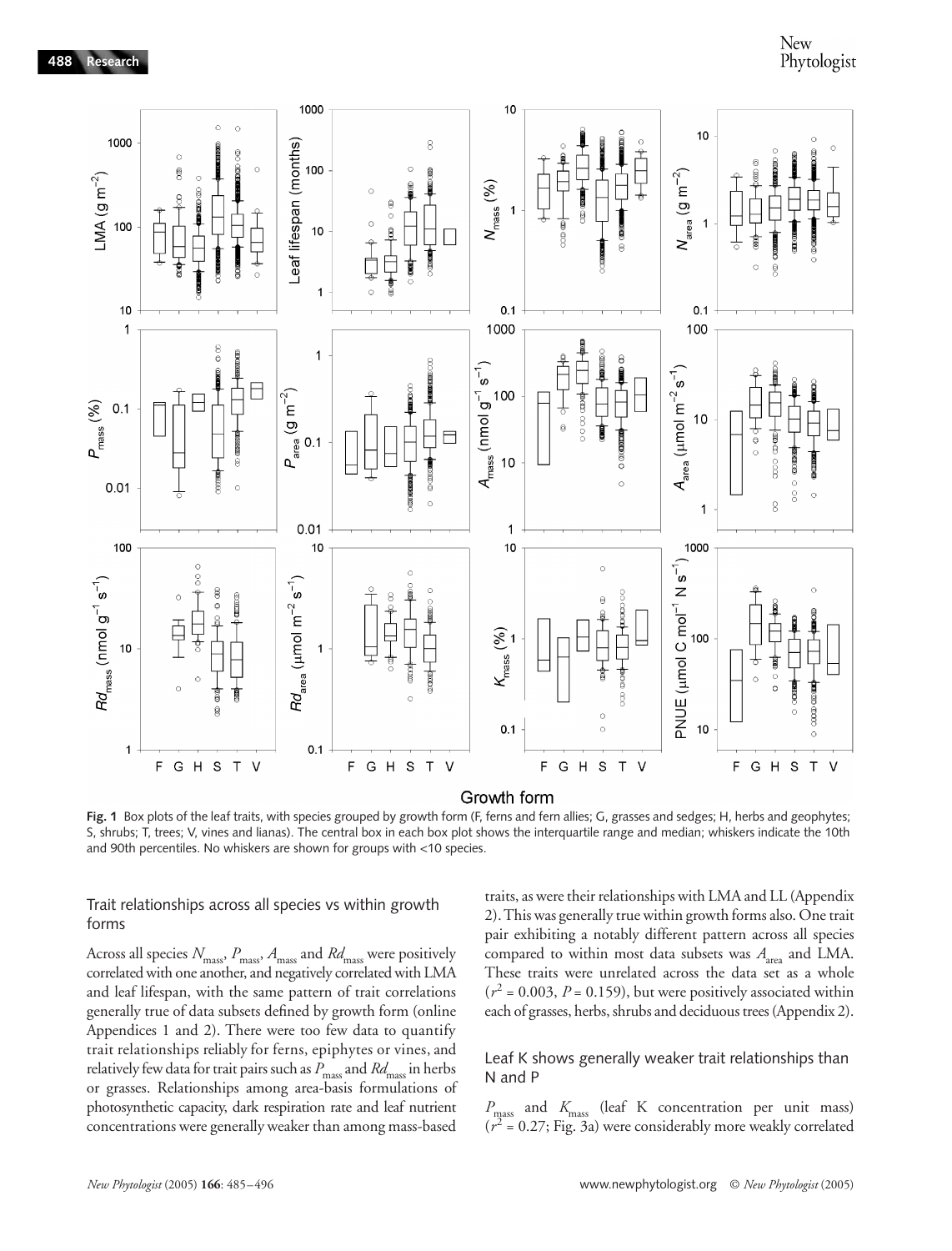**Fig. 1** Box plots of the leaf traits, with species grouped by growth form (F, ferns and fern allies; G, grasses and sedges; H, herbs and geophytes; S, shrubs; T, trees; V, vines and lianas). The central box in each box plot shows the interquartile range and median; whiskers indicate the 10th and 90th percentiles. No whiskers are shown for groups with <10 species.

### Trait relationships across all species vs within growth forms

Across all species $N_{mass}$, $P_{mass}$, $A_{mass}$ and $Rd_{mass}$ were positively correlated with one another, and negatively correlated with LMA and leaf lifespan, with the same pattern of trait correlations generally true of data subsets defined by growth form (online Appendices 1 and 2). There were too few data to quantify trait relationships reliably for ferns, epiphytes or vines, and relatively few data for trait pairs such as $P_{mass}$ and $Rd_{mass}$ in herbs or grasses. Relationships among area-basis formulations of photosynthetic capacity, dark respiration rate and leaf nutrient concentrations were generally weaker than among mass-based traits, as were their relationships with LMA and LL (Appendix 2). This was generally true within growth forms also. One trait pair exhibiting a notably different pattern across all species compared to within most data subsets was $A_{area}$ and LMA. These traits were unrelated across the data set as a whole ($r^2 = 0.003$, $P = 0.159$), but were positively associated within each of grasses, herbs, shrubs and deciduous trees (Appendix 2).

### Leaf K shows generally weaker trait relationships than N and P

$P_{mass}$ and $K_{mass}$ (leaf K concentration per unit mass) ($r^2 = 0.27$; Fig. 3a) were considerably more weakly correlated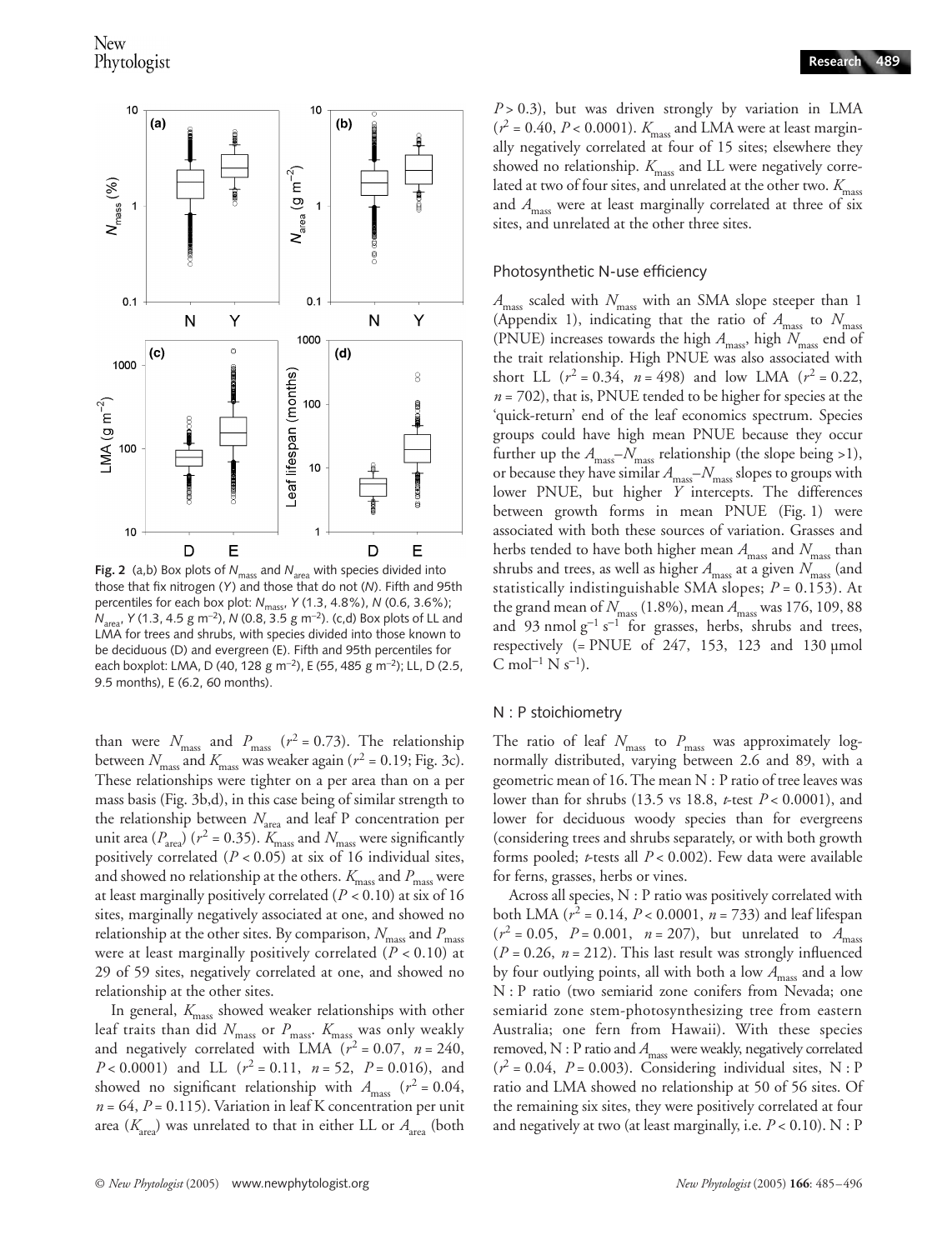**Fig. 2** (a,b) Box plots of $N_{mass}$ and $N_{area}$ with species divided into those that fix nitrogen ($Y$) and those that do not ($N$). Fifth and 95th percentiles for each box plot: $N_{mass}$, $Y$ (1.3, 4.8%), $N$ (0.6, 3.6%); $N_{area}$, $Y$ (1.3, 4.5 g m$^{-2}$), $N$ (0.8, 3.5 g m$^{-2}$). (c,d) Box plots of LL and LMA for trees and shrubs, with species divided into those known to be deciduous (D) and evergreen (E). Fifth and 95th percentiles for each boxplot: LMA, D (40, 128 g m$^{-2}$), E (55, 485 g m$^{-2}$); LL, D (2.5, 9.5 months), E (6.2, 60 months).

than were $N_{mass}$ and $P_{mass}$ ($r^2 = 0.73$). The relationship between $N_{mass}$ and $K_{mass}$ was weaker again ($r^2 = 0.19$; Fig. 3c). These relationships were tighter on a per area than on a per mass basis (Fig. 3b,d), in this case being of similar strength to the relationship between $N_{area}$ and leaf P concentration per unit area ($P_{area}$) ($r^2 = 0.35$). $K_{mass}$ and $N_{mass}$ were significantly positively correlated ($P < 0.05$) at six of 16 individual sites, and showed no relationship at the others. $K_{mass}$ and $P_{mass}$ were at least marginally positively correlated ($P < 0.10$) at six of 16 sites, marginally negatively associated at one, and showed no relationship at the other sites. By comparison, $N_{mass}$ and $P_{mass}$ were at least marginally positively correlated ($P < 0.10$) at 29 of 59 sites, negatively correlated at one, and showed no relationship at the other sites.

In general, $K_{mass}$ showed weaker relationships with other leaf traits than did $N_{mass}$ or $P_{mass}$. $K_{mass}$ was only weakly and negatively correlated with LMA ($r^2 = 0.07$, $n = 240$, $P < 0.0001$) and LL ($r^2 = 0.11$, $n = 52$, $P = 0.016$), and showed no significant relationship with $A_{mass}$ ($r^2 = 0.04$, $n = 64$, $P = 0.115$). Variation in leaf K concentration per unit area ($K_{area}$) was unrelated to that in either LL or $A_{area}$ (both $P > 0.3$), but was driven strongly by variation in LMA ($r^2 = 0.40$, $P < 0.0001$). $K_{mass}$ and LMA were at least marginally negatively correlated at four of 15 sites; elsewhere they showed no relationship. $K_{mass}$ and LL were negatively correlated at two of four sites, and unrelated at the other two. $K_{mass}$ and $A_{mass}$ were at least marginally correlated at three of six sites, and unrelated at the other three sites.

## Photosynthetic N-use efficiency

$A_{mass}$ scaled with $N_{mass}$ with an SMA slope steeper than 1 (Appendix 1), indicating that the ratio of $A_{mass}$ to $N_{mass}$ (PNUE) increases towards the high $A_{mass}$, high $N_{mass}$ end of the trait relationship. High PNUE was also associated with short LL ($r^2 = 0.34$, $n = 498$) and low LMA ($r^2 = 0.22$, $n = 702$), that is, PNUE tended to be higher for species at the 'quick-return' end of the leaf economics spectrum. Species groups could have high mean PNUE because they occur further up the $A_{mass}$–$N_{mass}$ relationship (the slope being >1), or because they have similar $A_{mass}$–$N_{mass}$ slopes to groups with lower PNUE, but higher $Y$ intercepts. The differences between growth forms in mean PNUE (Fig. 1) were associated with both these sources of variation. Grasses and herbs tended to have both higher mean $A_{mass}$ and $N_{mass}$ than shrubs and trees, as well as higher $A_{mass}$ at a given $N_{mass}$ (and statistically indistinguishable SMA slopes; $P = 0.153$). At the grand mean of $N_{mass}$ (1.8%), mean $A_{mass}$ was 176, 109, 88 and 93 nmol g$^{-1}$ s$^{-1}$ for grasses, herbs, shrubs and trees, respectively (= PNUE of 247, 153, 123 and 130 µmol C mol$^{-1}$ N s$^{-1}$).

## N : P stoichiometry

The ratio of leaf $N_{mass}$ to $P_{mass}$ was approximately log-normally distributed, varying between 2.6 and 89, with a geometric mean of 16. The mean N : P ratio of tree leaves was lower than for shrubs (13.5 vs 18.8, $t$-test $P < 0.0001$), and lower for deciduous woody species than for evergreens (considering trees and shrubs separately, or with both growth forms pooled; $t$-tests all $P < 0.002$). Few data were available for ferns, grasses, herbs or vines.

Across all species, N : P ratio was positively correlated with both LMA ($r^2 = 0.14$, $P < 0.0001$, $n = 733$) and leaf lifespan ($r^2 = 0.05$, $P = 0.001$, $n = 207$), but unrelated to $A_{mass}$ ($P = 0.26$, $n = 212$). This last result was strongly influenced by four outlying points, all with both a low $A_{mass}$ and a low N : P ratio (two semiarid zone conifers from Nevada; one semiarid zone stem-photosynthesizing tree from eastern Australia; one fern from Hawaii). With these species removed, N : P ratio and $A_{mass}$ were weakly, negatively correlated ($r^2 = 0.04$, $P = 0.003$). Considering individual sites, N : P ratio and LMA showed no relationship at 50 of 56 sites. Of the remaining six sites, they were positively correlated at four and negatively at two (at least marginally, i.e. $P < 0.10$). N : P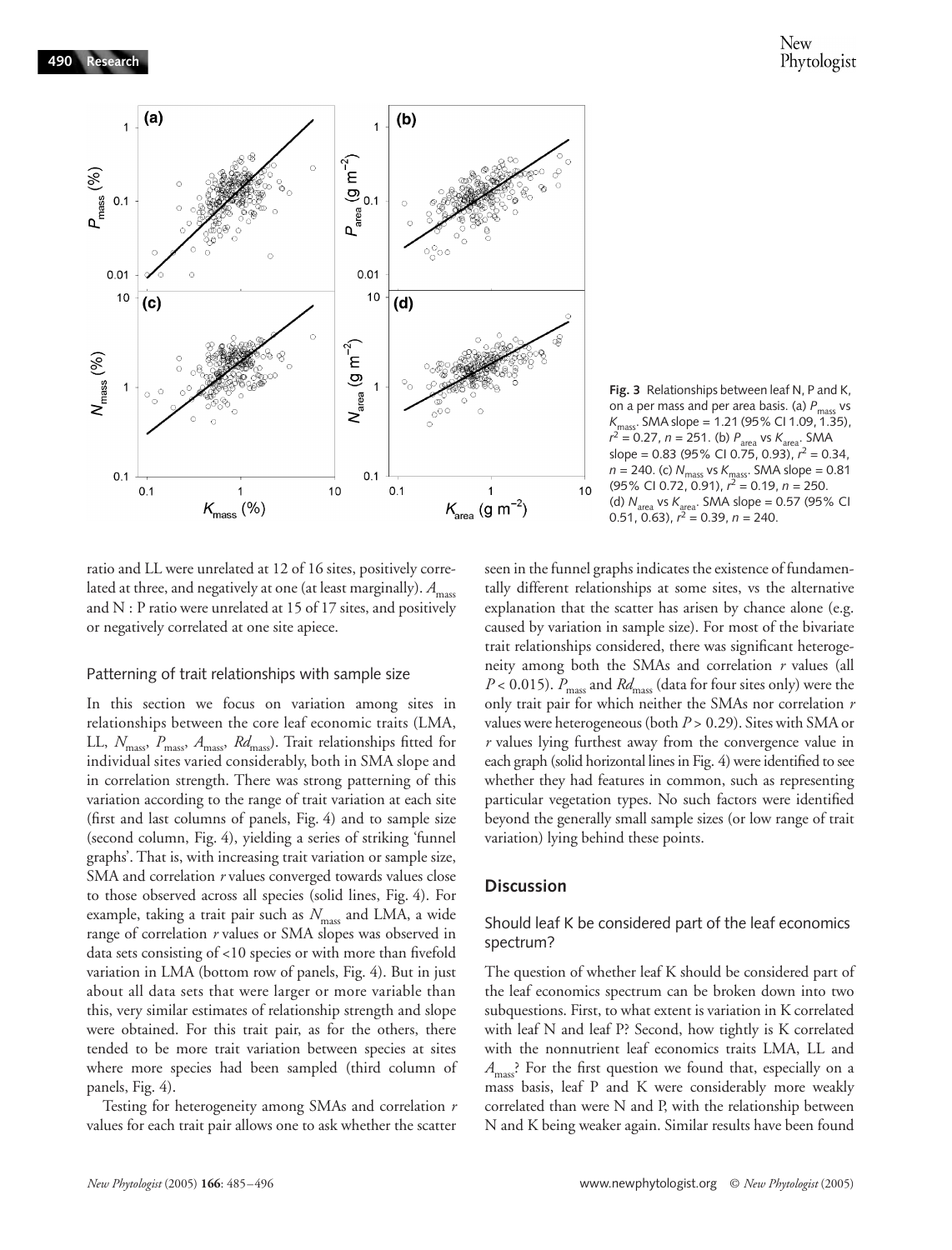**Fig. 3** Relationships between leaf N, P and K, on a per mass and per area basis. (a) $P_{mass}$ vs $K_{mass}$. SMA slope = 1.21 (95% CI 1.09, 1.35), $r^2$ = 0.27, $n$ = 251. (b) $P_{area}$ vs $K_{area}$. SMA slope = 0.83 (95% CI 0.75, 0.93), $r^2$ = 0.34, $n$ = 240. (c) $N_{mass}$ vs $K_{mass}$. SMA slope = 0.81 (95% CI 0.72, 0.91), $r^2$ = 0.19, $n$ = 250. (d) $N_{area}$ vs $K_{area}$. SMA slope = 0.57 (95% CI 0.51, 0.63), $r^2$ = 0.39, $n$ = 240.

ratio and LL were unrelated at 12 of 16 sites, positively correlated at three, and negatively at one (at least marginally). $A_{mass}$ and N : P ratio were unrelated at 15 of 17 sites, and positively or negatively correlated at one site apiece.

### Patterning of trait relationships with sample size

In this section we focus on variation among sites in relationships between the core leaf economic traits (LMA, LL, $N_{mass}$, $P_{mass}$, $A_{mass}$, $Rd_{mass}$). Trait relationships fitted for individual sites varied considerably, both in SMA slope and in correlation strength. There was strong patterning of this variation according to the range of trait variation at each site (first and last columns of panels, Fig. 4) and to sample size (second column, Fig. 4), yielding a series of striking 'funnel graphs'. That is, with increasing trait variation or sample size, SMA and correlation $r$ values converged towards values close to those observed across all species (solid lines, Fig. 4). For example, taking a trait pair such as $N_{mass}$ and LMA, a wide range of correlation $r$ values or SMA slopes was observed in data sets consisting of <10 species or with more than fivefold variation in LMA (bottom row of panels, Fig. 4). But in just about all data sets that were larger or more variable than this, very similar estimates of relationship strength and slope were obtained. For this trait pair, as for the others, there tended to be more trait variation between species at sites where more species had been sampled (third column of panels, Fig. 4).

Testing for heterogeneity among SMAs and correlation $r$ values for each trait pair allows one to ask whether the scatter seen in the funnel graphs indicates the existence of fundamentally different relationships at some sites, vs the alternative explanation that the scatter has arisen by chance alone (e.g. caused by variation in sample size). For most of the bivariate trait relationships considered, there was significant heterogeneity among both the SMAs and correlation $r$ values (all $P$ < 0.015). $P_{mass}$ and $Rd_{mass}$ (data for four sites only) were the only trait pair for which neither the SMAs nor correlation $r$ values were heterogeneous (both $P$ > 0.29). Sites with SMA or $r$ values lying furthest away from the convergence value in each graph (solid horizontal lines in Fig. 4) were identified to see whether they had features in common, such as representing particular vegetation types. No such factors were identified beyond the generally small sample sizes (or low range of trait variation) lying behind these points.

## Discussion

### Should leaf K be considered part of the leaf economics spectrum?

The question of whether leaf K should be considered part of the leaf economics spectrum can be broken down into two subquestions. First, to what extent is variation in K correlated with leaf N and leaf P? Second, how tightly is K correlated with the nonnutrient leaf economics traits LMA, LL and $A_{mass}$? For the first question we found that, especially on a mass basis, leaf P and K were considerably more weakly correlated than were N and P, with the relationship between N and K being weaker again. Similar results have been found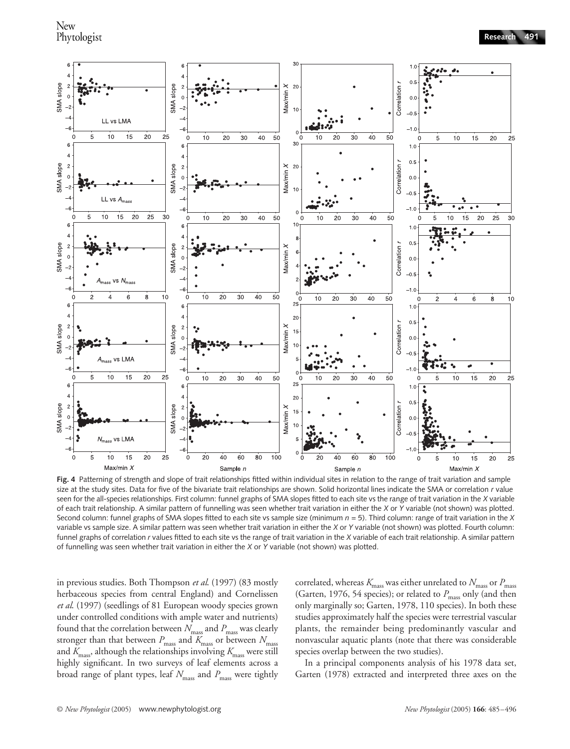**Fig. 4** Patterning of strength and slope of trait relationships fitted within individual sites in relation to the range of trait variation and sample size at the study sites. Data for five of the bivariate trait relationships are shown. Solid horizontal lines indicate the SMA or correlation $r$ value seen for the all-species relationships. First column: funnel graphs of SMA slopes fitted to each site vs the range of trait variation in the $X$ variable of each trait relationship. A similar pattern of funnelling was seen whether trait variation in either the $X$ or $Y$ variable (not shown) was plotted. Second column: funnel graphs of SMA slopes fitted to each site vs sample size (minimum $n = 5$). Third column: range of trait variation in the $X$ variable vs sample size. A similar pattern was seen whether trait variation in either the $X$ or $Y$ variable (not shown) was plotted. Fourth column: funnel graphs of correlation $r$ values fitted to each site vs the range of trait variation in the $X$ variable of each trait relationship. A similar pattern of funnelling was seen whether trait variation in either the $X$ or $Y$ variable (not shown) was plotted.

in previous studies. Both Thompson *et al.* (1997) (83 mostly herbaceous species from central England) and Cornelissen *et al.* (1997) (seedlings of 81 European woody species grown under controlled conditions with ample water and nutrients) found that the correlation between $N_{mass}$ and $P_{mass}$ was clearly stronger than that between $P_{mass}$ and $K_{mass}$ or between $N_{mass}$ and $K_{mass}$, although the relationships involving $K_{mass}$ were still highly significant. In two surveys of leaf elements across a broad range of plant types, leaf $N_{mass}$ and $P_{mass}$ were tightly correlated, whereas $K_{mass}$ was either unrelated to $N_{mass}$ or $P_{mass}$ (Garten, 1976, 54 species); or related to $P_{mass}$ only (and then only marginally so; Garten, 1978, 110 species). In both these studies approximately half the species were terrestrial vascular plants, the remainder being predominantly vascular and nonvascular aquatic plants (note that there was considerable species overlap between the two studies).

In a principal components analysis of his 1978 data set, Garten (1978) extracted and interpreted three axes on the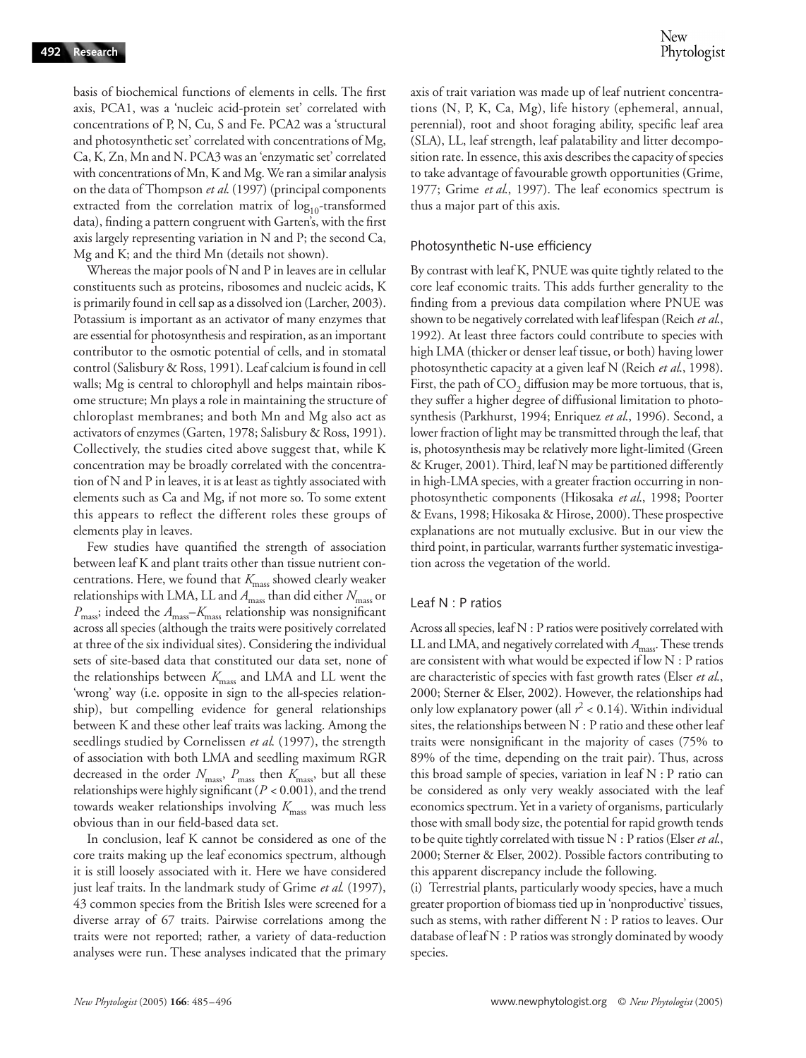basis of biochemical functions of elements in cells. The first axis, PCA1, was a 'nucleic acid-protein set' correlated with concentrations of P, N, Cu, S and Fe. PCA2 was a 'structural and photosynthetic set' correlated with concentrations of Mg, Ca, K, Zn, Mn and N. PCA3 was an 'enzymatic set' correlated with concentrations of Mn, K and Mg. We ran a similar analysis on the data of Thompson *et al.* (1997) (principal components extracted from the correlation matrix of $\log_{10}$-transformed data), finding a pattern congruent with Garten's, with the first axis largely representing variation in N and P; the second Ca, Mg and K; and the third Mn (details not shown).

Whereas the major pools of N and P in leaves are in cellular constituents such as proteins, ribosomes and nucleic acids, K is primarily found in cell sap as a dissolved ion (Larcher, 2003). Potassium is important as an activator of many enzymes that are essential for photosynthesis and respiration, as an important contributor to the osmotic potential of cells, and in stomatal control (Salisbury & Ross, 1991). Leaf calcium is found in cell walls; Mg is central to chlorophyll and helps maintain ribosome structure; Mn plays a role in maintaining the structure of chloroplast membranes; and both Mn and Mg also act as activators of enzymes (Garten, 1978; Salisbury & Ross, 1991). Collectively, the studies cited above suggest that, while K concentration may be broadly correlated with the concentration of N and P in leaves, it is at least as tightly associated with elements such as Ca and Mg, if not more so. To some extent this appears to reflect the different roles these groups of elements play in leaves.

Few studies have quantified the strength of association between leaf K and plant traits other than tissue nutrient concentrations. Here, we found that $K_{mass}$ showed clearly weaker relationships with LMA, LL and $A_{mass}$ than did either $N_{mass}$ or $P_{mass}$; indeed the $A_{mass}$–$K_{mass}$ relationship was nonsignificant across all species (although the traits were positively correlated at three of the six individual sites). Considering the individual sets of site-based data that constituted our data set, none of the relationships between $K_{mass}$ and LMA and LL went the 'wrong' way (i.e. opposite in sign to the all-species relationship), but compelling evidence for general relationships between K and these other leaf traits was lacking. Among the seedlings studied by Cornelissen *et al.* (1997), the strength of association with both LMA and seedling maximum RGR decreased in the order $N_{mass}$, $P_{mass}$ then $K_{mass}$, but all these relationships were highly significant ($P < 0.001$), and the trend towards weaker relationships involving $K_{mass}$ was much less obvious than in our field-based data set.

In conclusion, leaf K cannot be considered as one of the core traits making up the leaf economics spectrum, although it is still loosely associated with it. Here we have considered just leaf traits. In the landmark study of Grime *et al.* (1997), 43 common species from the British Isles were screened for a diverse array of 67 traits. Pairwise correlations among the traits were not reported; rather, a variety of data-reduction analyses were run. These analyses indicated that the primary axis of trait variation was made up of leaf nutrient concentrations (N, P, K, Ca, Mg), life history (ephemeral, annual, perennial), root and shoot foraging ability, specific leaf area (SLA), LL, leaf strength, leaf palatability and litter decomposition rate. In essence, this axis describes the capacity of species to take advantage of favourable growth opportunities (Grime, 1977; Grime *et al.*, 1997). The leaf economics spectrum is thus a major part of this axis.

## Photosynthetic N-use efficiency

By contrast with leaf K, PNUE was quite tightly related to the core leaf economic traits. This adds further generality to the finding from a previous data compilation where PNUE was shown to be negatively correlated with leaf lifespan (Reich *et al.*, 1992). At least three factors could contribute to species with high LMA (thicker or denser leaf tissue, or both) having lower photosynthetic capacity at a given leaf N (Reich *et al.*, 1998). First, the path of $CO_2$ diffusion may be more tortuous, that is, they suffer a higher degree of diffusional limitation to photosynthesis (Parkhurst, 1994; Enriquez *et al.*, 1996). Second, a lower fraction of light may be transmitted through the leaf, that is, photosynthesis may be relatively more light-limited (Green & Kruger, 2001). Third, leaf N may be partitioned differently in high-LMA species, with a greater fraction occurring in non-photosynthetic components (Hikosaka *et al.*, 1998; Poorter & Evans, 1998; Hikosaka & Hirose, 2000). These prospective explanations are not mutually exclusive. But in our view the third point, in particular, warrants further systematic investigation across the vegetation of the world.

## Leaf N : P ratios

Across all species, leaf N : P ratios were positively correlated with LL and LMA, and negatively correlated with $A_{mass}$. These trends are consistent with what would be expected if low N : P ratios are characteristic of species with fast growth rates (Elser *et al.*, 2000; Sterner & Elser, 2002). However, the relationships had only low explanatory power (all $r^2 < 0.14$). Within individual sites, the relationships between N : P ratio and these other leaf traits were nonsignificant in the majority of cases (75% to 89% of the time, depending on the trait pair). Thus, across this broad sample of species, variation in leaf N : P ratio can be considered as only very weakly associated with the leaf economics spectrum. Yet in a variety of organisms, particularly those with small body size, the potential for rapid growth tends to be quite tightly correlated with tissue N : P ratios (Elser *et al.*, 2000; Sterner & Elser, 2002). Possible factors contributing to this apparent discrepancy include the following.

(i) Terrestrial plants, particularly woody species, have a much greater proportion of biomass tied up in 'nonproductive' tissues, such as stems, with rather different N : P ratios to leaves. Our database of leaf N : P ratios was strongly dominated by woody species.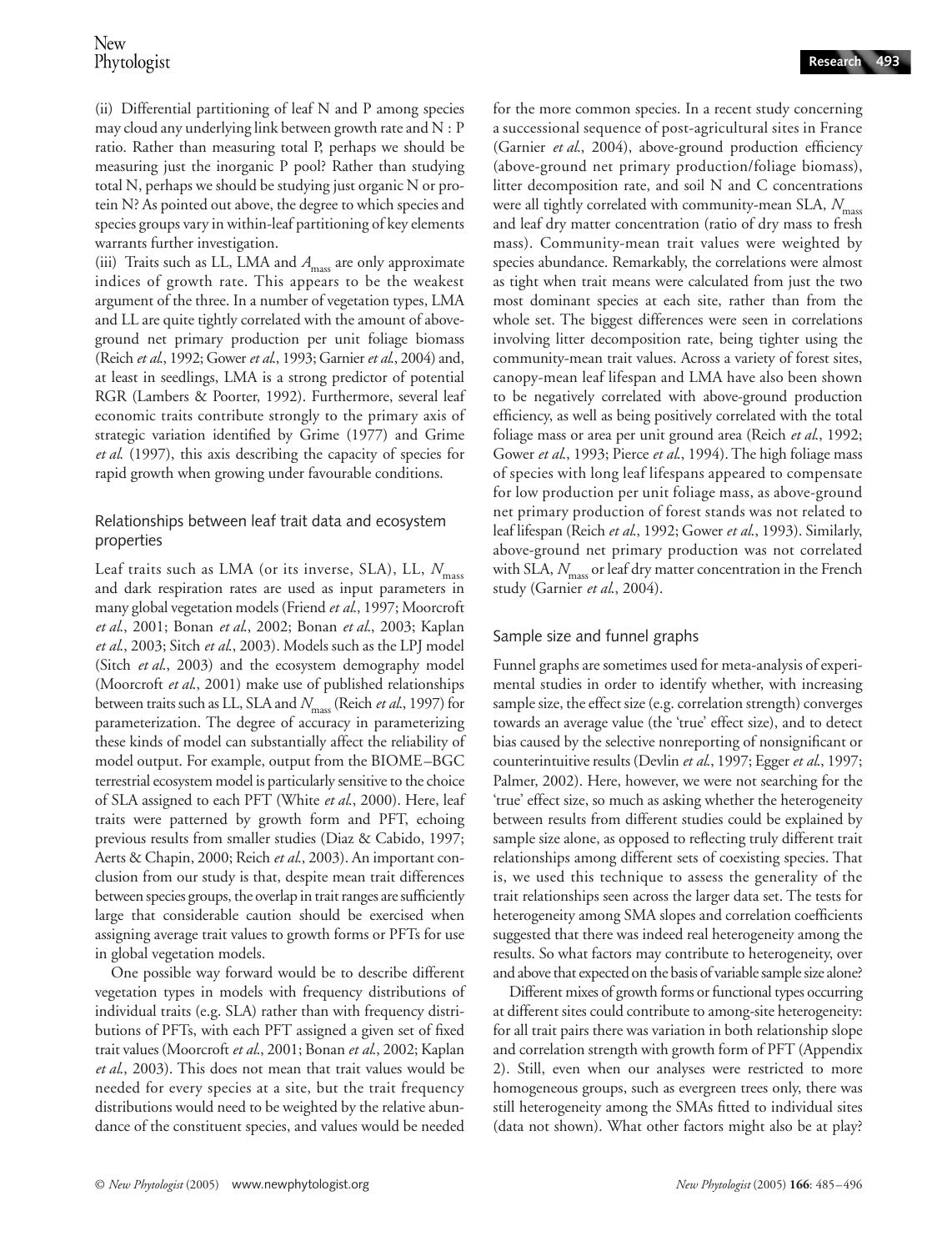(ii) Differential partitioning of leaf N and P among species may cloud any underlying link between growth rate and N : P ratio. Rather than measuring total P, perhaps we should be measuring just the inorganic P pool? Rather than studying total N, perhaps we should be studying just organic N or protein N? As pointed out above, the degree to which species and species groups vary in within-leaf partitioning of key elements warrants further investigation.

(iii) Traits such as LL, LMA and $A_{mass}$ are only approximate indices of growth rate. This appears to be the weakest argument of the three. In a number of vegetation types, LMA and LL are quite tightly correlated with the amount of above-ground net primary production per unit foliage biomass (Reich *et al.*, 1992; Gower *et al.*, 1993; Garnier *et al.*, 2004) and, at least in seedlings, LMA is a strong predictor of potential RGR (Lambers & Poorter, 1992). Furthermore, several leaf economic traits contribute strongly to the primary axis of strategic variation identified by Grime (1977) and Grime *et al.* (1997), this axis describing the capacity of species for rapid growth when growing under favourable conditions.

## Relationships between leaf trait data and ecosystem properties

Leaf traits such as LMA (or its inverse, SLA), LL, $N_{mass}$ and dark respiration rates are used as input parameters in many global vegetation models (Friend *et al.*, 1997; Moorcroft *et al.*, 2001; Bonan *et al.*, 2002; Bonan *et al.*, 2003; Kaplan *et al.*, 2003; Sitch *et al.*, 2003). Models such as the LPJ model (Sitch *et al.*, 2003) and the ecosystem demography model (Moorcroft *et al.*, 2001) make use of published relationships between traits such as LL, SLA and $N_{mass}$ (Reich *et al.*, 1997) for parameterization. The degree of accuracy in parameterizing these kinds of model can substantially affect the reliability of model output. For example, output from the BIOME–BGC terrestrial ecosystem model is particularly sensitive to the choice of SLA assigned to each PFT (White *et al.*, 2000). Here, leaf traits were patterned by growth form and PFT, echoing previous results from smaller studies (Diaz & Cabido, 1997; Aerts & Chapin, 2000; Reich *et al.*, 2003). An important conclusion from our study is that, despite mean trait differences between species groups, the overlap in trait ranges are sufficiently large that considerable caution should be exercised when assigning average trait values to growth forms or PFTs for use in global vegetation models.

One possible way forward would be to describe different vegetation types in models with frequency distributions of individual traits (e.g. SLA) rather than with frequency distributions of PFTs, with each PFT assigned a given set of fixed trait values (Moorcroft *et al.*, 2001; Bonan *et al.*, 2002; Kaplan *et al.*, 2003). This does not mean that trait values would be needed for every species at a site, but the trait frequency distributions would need to be weighted by the relative abundance of the constituent species, and values would be needed for the more common species. In a recent study concerning a successional sequence of post-agricultural sites in France (Garnier *et al.*, 2004), above-ground production efficiency (above-ground net primary production/foliage biomass), litter decomposition rate, and soil N and C concentrations were all tightly correlated with community-mean SLA, $N_{mass}$ and leaf dry matter concentration (ratio of dry mass to fresh mass). Community-mean trait values were weighted by species abundance. Remarkably, the correlations were almost as tight when trait means were calculated from just the two most dominant species at each site, rather than from the whole set. The biggest differences were seen in correlations involving litter decomposition rate, being tighter using the community-mean trait values. Across a variety of forest sites, canopy-mean leaf lifespan and LMA have also been shown to be negatively correlated with above-ground production efficiency, as well as being positively correlated with the total foliage mass or area per unit ground area (Reich *et al.*, 1992; Gower *et al.*, 1993; Pierce *et al.*, 1994). The high foliage mass of species with long leaf lifespans appeared to compensate for low production per unit foliage mass, as above-ground net primary production of forest stands was not related to leaf lifespan (Reich *et al.*, 1992; Gower *et al.*, 1993). Similarly, above-ground net primary production was not correlated with SLA, $N_{mass}$ or leaf dry matter concentration in the French study (Garnier *et al.*, 2004).

## Sample size and funnel graphs

Funnel graphs are sometimes used for meta-analysis of experimental studies in order to identify whether, with increasing sample size, the effect size (e.g. correlation strength) converges towards an average value (the 'true' effect size), and to detect bias caused by the selective nonreporting of nonsignificant or counterintuitive results (Devlin *et al.*, 1997; Egger *et al.*, 1997; Palmer, 2002). Here, however, we were not searching for the 'true' effect size, so much as asking whether the heterogeneity between results from different studies could be explained by sample size alone, as opposed to reflecting truly different trait relationships among different sets of coexisting species. That is, we used this technique to assess the generality of the trait relationships seen across the larger data set. The tests for heterogeneity among SMA slopes and correlation coefficients suggested that there was indeed real heterogeneity among the results. So what factors may contribute to heterogeneity, over and above that expected on the basis of variable sample size alone?

Different mixes of growth forms or functional types occurring at different sites could contribute to among-site heterogeneity: for all trait pairs there was variation in both relationship slope and correlation strength with growth form of PFT (Appendix 2). Still, even when our analyses were restricted to more homogeneous groups, such as evergreen trees only, there was still heterogeneity among the SMAs fitted to individual sites (data not shown). What other factors might also be at play?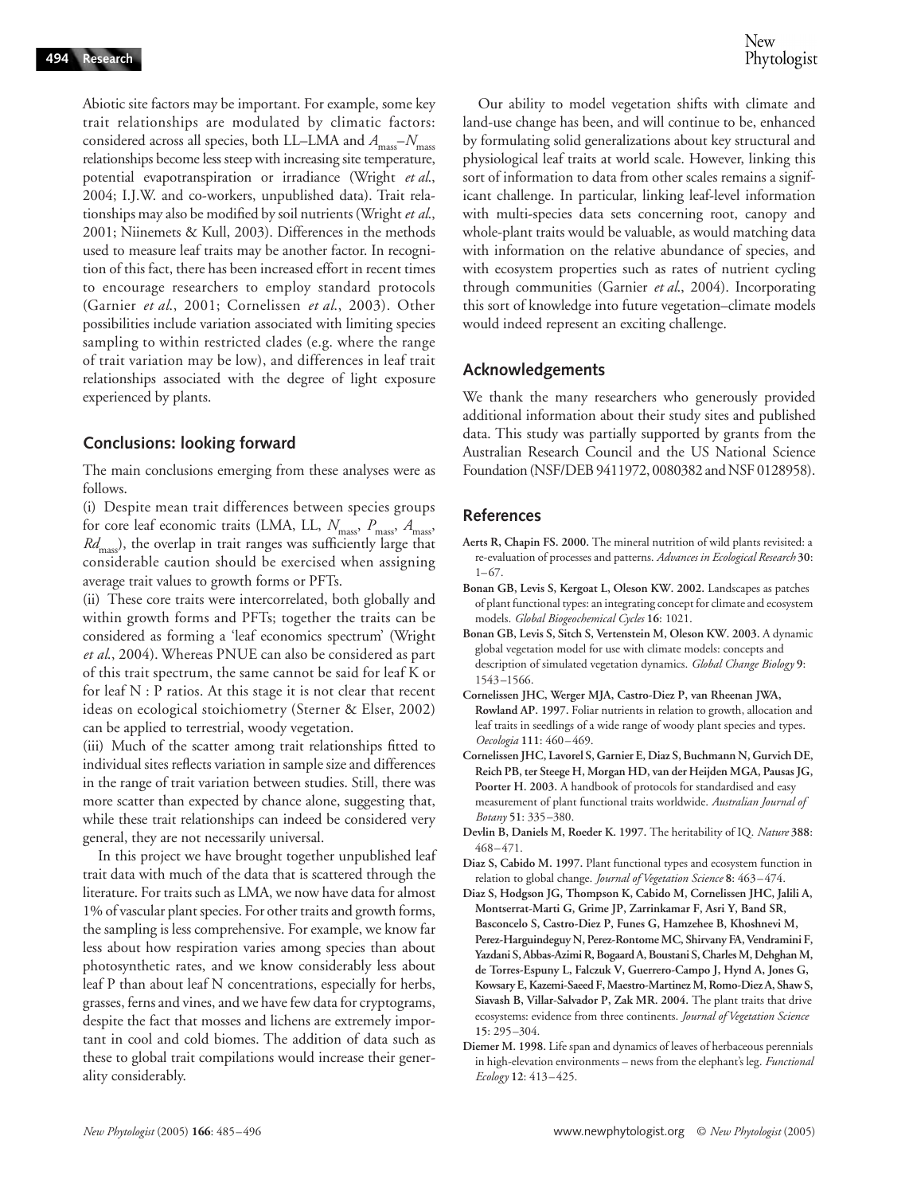Abiotic site factors may be important. For example, some key trait relationships are modulated by climatic factors: considered across all species, both LL–LMA and $A_{mass}$–$N_{mass}$ relationships become less steep with increasing site temperature, potential evapotranspiration or irradiance (Wright *et al.*, 2004; I.J.W. and co-workers, unpublished data). Trait relationships may also be modified by soil nutrients (Wright *et al.*, 2001; Niinemets & Kull, 2003). Differences in the methods used to measure leaf traits may be another factor. In recognition of this fact, there has been increased effort in recent times to encourage researchers to employ standard protocols (Garnier *et al.*, 2001; Cornelissen *et al.*, 2003). Other possibilities include variation associated with limiting species sampling to within restricted clades (e.g. where the range of trait variation may be low), and differences in leaf trait relationships associated with the degree of light exposure experienced by plants.

## Conclusions: looking forward

The main conclusions emerging from these analyses were as follows.

(i) Despite mean trait differences between species groups for core leaf economic traits (LMA, LL, $N_{mass}$, $P_{mass}$, $A_{mass}$, $Rd_{mass}$), the overlap in trait ranges was sufficiently large that considerable caution should be exercised when assigning average trait values to growth forms or PFTs.

(ii) These core traits were intercorrelated, both globally and within growth forms and PFTs; together the traits can be considered as forming a 'leaf economics spectrum' (Wright *et al.*, 2004). Whereas PNUE can also be considered as part of this trait spectrum, the same cannot be said for leaf K or for leaf N : P ratios. At this stage it is not clear that recent ideas on ecological stoichiometry (Sterner & Elser, 2002) can be applied to terrestrial, woody vegetation.

(iii) Much of the scatter among trait relationships fitted to individual sites reflects variation in sample size and differences in the range of trait variation between studies. Still, there was more scatter than expected by chance alone, suggesting that, while these trait relationships can indeed be considered very general, they are not necessarily universal.

In this project we have brought together unpublished leaf trait data with much of the data that is scattered through the literature. For traits such as LMA, we now have data for almost 1% of vascular plant species. For other traits and growth forms, the sampling is less comprehensive. For example, we know far less about how respiration varies among species than about photosynthetic rates, and we know considerably less about leaf P than about leaf N concentrations, especially for herbs, grasses, ferns and vines, and we have few data for cryptograms, despite the fact that mosses and lichens are extremely important in cool and cold biomes. The addition of data such as these to global trait compilations would increase their generality considerably.

Our ability to model vegetation shifts with climate and land-use change has been, and will continue to be, enhanced by formulating solid generalizations about key structural and physiological leaf traits at world scale. However, linking this sort of information to data from other scales remains a significant challenge. In particular, linking leaf-level information with multi-species data sets concerning root, canopy and whole-plant traits would be valuable, as would matching data with information on the relative abundance of species, and with ecosystem properties such as rates of nutrient cycling through communities (Garnier *et al.*, 2004). Incorporating this sort of knowledge into future vegetation–climate models would indeed represent an exciting challenge.

## Acknowledgements

We thank the many researchers who generously provided additional information about their study sites and published data. This study was partially supported by grants from the Australian Research Council and the US National Science Foundation (NSF/DEB 9411972, 0080382 and NSF 0128958).

## References

**Aerts R, Chapin FS. 2000.** The mineral nutrition of wild plants revisited: a re-evaluation of processes and patterns. *Advances in Ecological Research* **30**: 1–67.

**Bonan GB, Levis S, Kergoat L, Oleson KW. 2002.** Landscapes as patches of plant functional types: an integrating concept for climate and ecosystem models. *Global Biogeochemical Cycles* **16**: 1021.

**Bonan GB, Levis S, Sitch S, Vertenstein M, Oleson KW. 2003.** A dynamic global vegetation model for use with climate models: concepts and description of simulated vegetation dynamics. *Global Change Biology* **9**: 1543–1566.

**Cornelissen JHC, Werger MJA, Castro-Diez P, van Rheenan JWA, Rowland AP. 1997.** Foliar nutrients in relation to growth, allocation and leaf traits in seedlings of a wide range of woody plant species and types. *Oecologia* **111**: 460–469.

**Cornelissen JHC, Lavorel S, Garnier E, Diaz S, Buchmann N, Gurvich DE, Reich PB, ter Steege H, Morgan HD, van der Heijden MGA, Pausas JG, Poorter H. 2003.** A handbook of protocols for standardised and easy measurement of plant functional traits worldwide. *Australian Journal of Botany* **51**: 335–380.

**Devlin B, Daniels M, Roeder K. 1997.** The heritability of IQ. *Nature* **388**: 468–471.

**Diaz S, Cabido M. 1997.** Plant functional types and ecosystem function in relation to global change. *Journal of Vegetation Science* **8**: 463–474.

**Diaz S, Hodgson JG, Thompson K, Cabido M, Cornelissen JHC, Jalili A, Montserrat-Marti G, Grime JP, Zarrinkamar F, Asri Y, Band SR, Basconcelo S, Castro-Diez P, Funes G, Hamzehee B, Khoshnevi M, Perez-Harguindeguy N, Perez-Rontome MC, Shirvany FA, Vendramini F, Yazdani S, Abbas-Azimi R, Bogaard A, Boustani S, Charles M, Dehghan M, de Torres-Espuny L, Falczuk V, Guerrero-Campo J, Hynd A, Jones G, Kowsary E, Kazemi-Saeed F, Maestro-Martinez M, Romo-Diez A, Shaw S, Siavash B, Villar-Salvador P, Zak MR. 2004.** The plant traits that drive ecosystems: evidence from three continents. *Journal of Vegetation Science* **15**: 295–304.

**Diemer M. 1998.** Life span and dynamics of leaves of herbaceous perennials in high-elevation environments – news from the elephant's leg. *Functional Ecology* **12**: 413–425.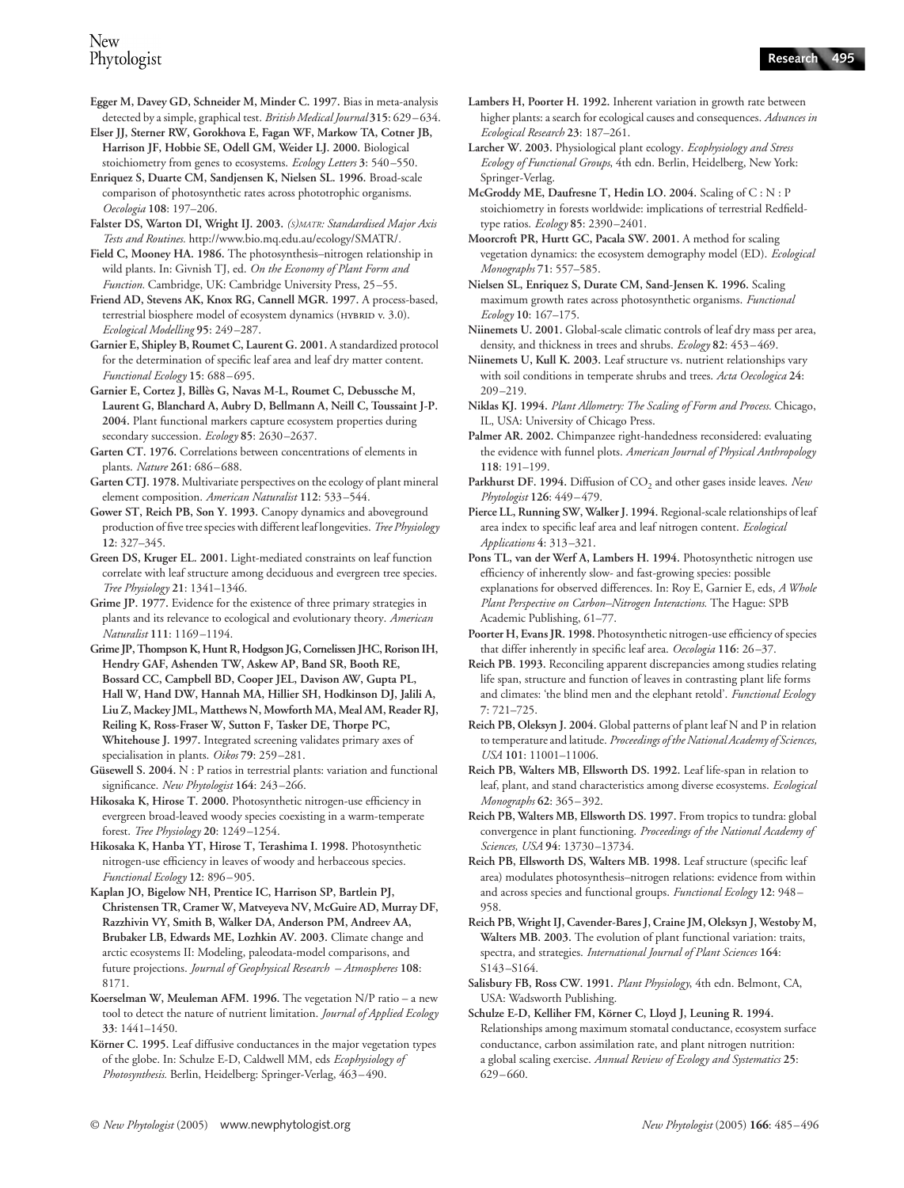**Egger M, Davey GD, Schneider M, Minder C. 1997.** Bias in meta-analysis detected by a simple, graphical test. *British Medical Journal* **315**: 629–634.

**Elser JJ, Sterner RW, Gorokhova E, Fagan WF, Markow TA, Cotner JB, Harrison JF, Hobbie SE, Odell GM, Weider LJ. 2000.** Biological stoichiometry from genes to ecosystems. *Ecology Letters* **3**: 540–550.

**Enriquez S, Duarte CM, Sandjensen K, Nielsen SL. 1996.** Broad-scale comparison of photosynthetic rates across phototrophic organisms. *Oecologia* **108**: 197–206.

**Falster DS, Warton DI, Wright IJ. 2003.** *(S)MATR: Standardised Major Axis Tests and Routines.* http://www.bio.mq.edu.au/ecology/SMATR/.

**Field C, Mooney HA. 1986.** The photosynthesis–nitrogen relationship in wild plants. In: Givnish TJ, ed. *On the Economy of Plant Form and Function.* Cambridge, UK: Cambridge University Press, 25–55.

**Friend AD, Stevens AK, Knox RG, Cannell MGR. 1997.** A process-based, terrestrial biosphere model of ecosystem dynamics (HYBRID v. 3.0). *Ecological Modelling* **95**: 249–287.

**Garnier E, Shipley B, Roumet C, Laurent G. 2001.** A standardized protocol for the determination of specific leaf area and leaf dry matter content. *Functional Ecology* **15**: 688–695.

**Garnier E, Cortez J, Billès G, Navas M-L, Roumet C, Debussche M, Laurent G, Blanchard A, Aubry D, Bellmann A, Neill C, Toussaint J-P. 2004.** Plant functional markers capture ecosystem properties during secondary succession. *Ecology* **85**: 2630–2637.

**Garten CT. 1976.** Correlations between concentrations of elements in plants. *Nature* **261**: 686–688.

**Garten CTJ. 1978.** Multivariate perspectives on the ecology of plant mineral element composition. *American Naturalist* **112**: 533–544.

**Gower ST, Reich PB, Son Y. 1993.** Canopy dynamics and aboveground production of five tree species with different leaf longevities. *Tree Physiology* **12**: 327–345.

**Green DS, Kruger EL. 2001.** Light-mediated constraints on leaf function correlate with leaf structure among deciduous and evergreen tree species. *Tree Physiology* **21**: 1341–1346.

**Grime JP. 1977.** Evidence for the existence of three primary strategies in plants and its relevance to ecological and evolutionary theory. *American Naturalist* **111**: 1169–1194.

**Grime JP, Thompson K, Hunt R, Hodgson JG, Cornelissen JHC, Rorison IH, Hendry GAF, Ashenden TW, Askew AP, Band SR, Booth RE, Bossard CC, Campbell BD, Cooper JEL, Davison AW, Gupta PL, Hall W, Hand DW, Hannah MA, Hillier SH, Hodkinson DJ, Jalili A, Liu Z, Mackey JML, Matthews N, Mowforth MA, Meal AM, Reader RJ, Reiling K, Ross-Fraser W, Sutton F, Tasker DE, Thorpe PC, Whitehouse J. 1997.** Integrated screening validates primary axes of specialisation in plants. *Oikos* **79**: 259–281.

**Güsewell S. 2004.** N : P ratios in terrestrial plants: variation and functional significance. *New Phytologist* **164**: 243–266.

**Hikosaka K, Hirose T. 2000.** Photosynthetic nitrogen-use efficiency in evergreen broad-leaved woody species coexisting in a warm-temperate forest. *Tree Physiology* **20**: 1249–1254.

**Hikosaka K, Hanba YT, Hirose T, Terashima I. 1998.** Photosynthetic nitrogen-use efficiency in leaves of woody and herbaceous species. *Functional Ecology* **12**: 896–905.

**Kaplan JO, Bigelow NH, Prentice IC, Harrison SP, Bartlein PJ, Christensen TR, Cramer W, Matveyeva NV, McGuire AD, Murray DF, Razzhivin VY, Smith B, Walker DA, Anderson PM, Andreev AA, Brubaker LB, Edwards ME, Lozhkin AV. 2003.** Climate change and arctic ecosystems II: Modeling, paleodata-model comparisons, and future projections. *Journal of Geophysical Research – Atmospheres* **108**: 8171.

**Koerselman W, Meuleman AFM. 1996.** The vegetation N/P ratio – a new tool to detect the nature of nutrient limitation. *Journal of Applied Ecology* **33**: 1441–1450.

**Körner C. 1995.** Leaf diffusive conductances in the major vegetation types of the globe. In: Schulze E-D, Caldwell MM, eds *Ecophysiology of Photosynthesis.* Berlin, Heidelberg: Springer-Verlag, 463–490.

**Lambers H, Poorter H. 1992.** Inherent variation in growth rate between higher plants: a search for ecological causes and consequences. *Advances in Ecological Research* **23**: 187–261.

**Larcher W. 2003.** Physiological plant ecology. *Ecophysiology and Stress Ecology of Functional Groups*, 4th edn. Berlin, Heidelberg, New York: Springer-Verlag.

**McGroddy ME, Daufresne T, Hedin LO. 2004.** Scaling of C : N : P stoichiometry in forests worldwide: implications of terrestrial Redfield-type ratios. *Ecology* **85**: 2390–2401.

**Moorcroft PR, Hurtt GC, Pacala SW. 2001.** A method for scaling vegetation dynamics: the ecosystem demography model (ED). *Ecological Monographs* **71**: 557–585.

**Nielsen SL, Enriquez S, Durate CM, Sand-Jensen K. 1996.** Scaling maximum growth rates across photosynthetic organisms. *Functional Ecology* **10**: 167–175.

**Niinemets U. 2001.** Global-scale climatic controls of leaf dry mass per area, density, and thickness in trees and shrubs. *Ecology* **82**: 453–469.

**Niinemets U, Kull K. 2003.** Leaf structure vs. nutrient relationships vary with soil conditions in temperate shrubs and trees. *Acta Oecologica* **24**: 209–219.

**Niklas KJ. 1994.** *Plant Allometry: The Scaling of Form and Process.* Chicago, IL, USA: University of Chicago Press.

**Palmer AR. 2002.** Chimpanzee right-handedness reconsidered: evaluating the evidence with funnel plots. *American Journal of Physical Anthropology* **118**: 191–199.

**Parkhurst DF. 1994.** Diffusion of $CO_2$ and other gases inside leaves. *New Phytologist* **126**: 449–479.

**Pierce LL, Running SW, Walker J. 1994.** Regional-scale relationships of leaf area index to specific leaf area and leaf nitrogen content. *Ecological Applications* **4**: 313–321.

**Pons TL, van der Werf A, Lambers H. 1994.** Photosynthetic nitrogen use efficiency of inherently slow- and fast-growing species: possible explanations for observed differences. In: Roy E, Garnier E, eds, *A Whole Plant Perspective on Carbon–Nitrogen Interactions.* The Hague: SPB Academic Publishing, 61–77.

**Poorter H, Evans JR. 1998.** Photosynthetic nitrogen-use efficiency of species that differ inherently in specific leaf area. *Oecologia* **116**: 26–37.

**Reich PB. 1993.** Reconciling apparent discrepancies among studies relating life span, structure and function of leaves in contrasting plant life forms and climates: 'the blind men and the elephant retold'. *Functional Ecology* **7**: 721–725.

**Reich PB, Oleksyn J. 2004.** Global patterns of plant leaf N and P in relation to temperature and latitude. *Proceedings of the National Academy of Sciences, USA* **101**: 11001–11006.

**Reich PB, Walters MB, Ellsworth DS. 1992.** Leaf life-span in relation to leaf, plant, and stand characteristics among diverse ecosystems. *Ecological Monographs* **62**: 365–392.

**Reich PB, Walters MB, Ellsworth DS. 1997.** From tropics to tundra: global convergence in plant functioning. *Proceedings of the National Academy of Sciences, USA* **94**: 13730–13734.

**Reich PB, Ellsworth DS, Walters MB. 1998.** Leaf structure (specific leaf area) modulates photosynthesis–nitrogen relations: evidence from within and across species and functional groups. *Functional Ecology* **12**: 948–958.

**Reich PB, Wright IJ, Cavender-Bares J, Craine JM, Oleksyn J, Westoby M, Walters MB. 2003.** The evolution of plant functional variation: traits, spectra, and strategies. *International Journal of Plant Sciences* **164**: S143–S164.

**Salisbury FB, Ross CW. 1991.** *Plant Physiology*, 4th edn. Belmont, CA, USA: Wadsworth Publishing.

**Schulze E-D, Kelliher FM, Körner C, Lloyd J, Leuning R. 1994.** Relationships among maximum stomatal conductance, ecosystem surface conductance, carbon assimilation rate, and plant nitrogen nutrition: a global scaling exercise. *Annual Review of Ecology and Systematics* **25**: 629–660.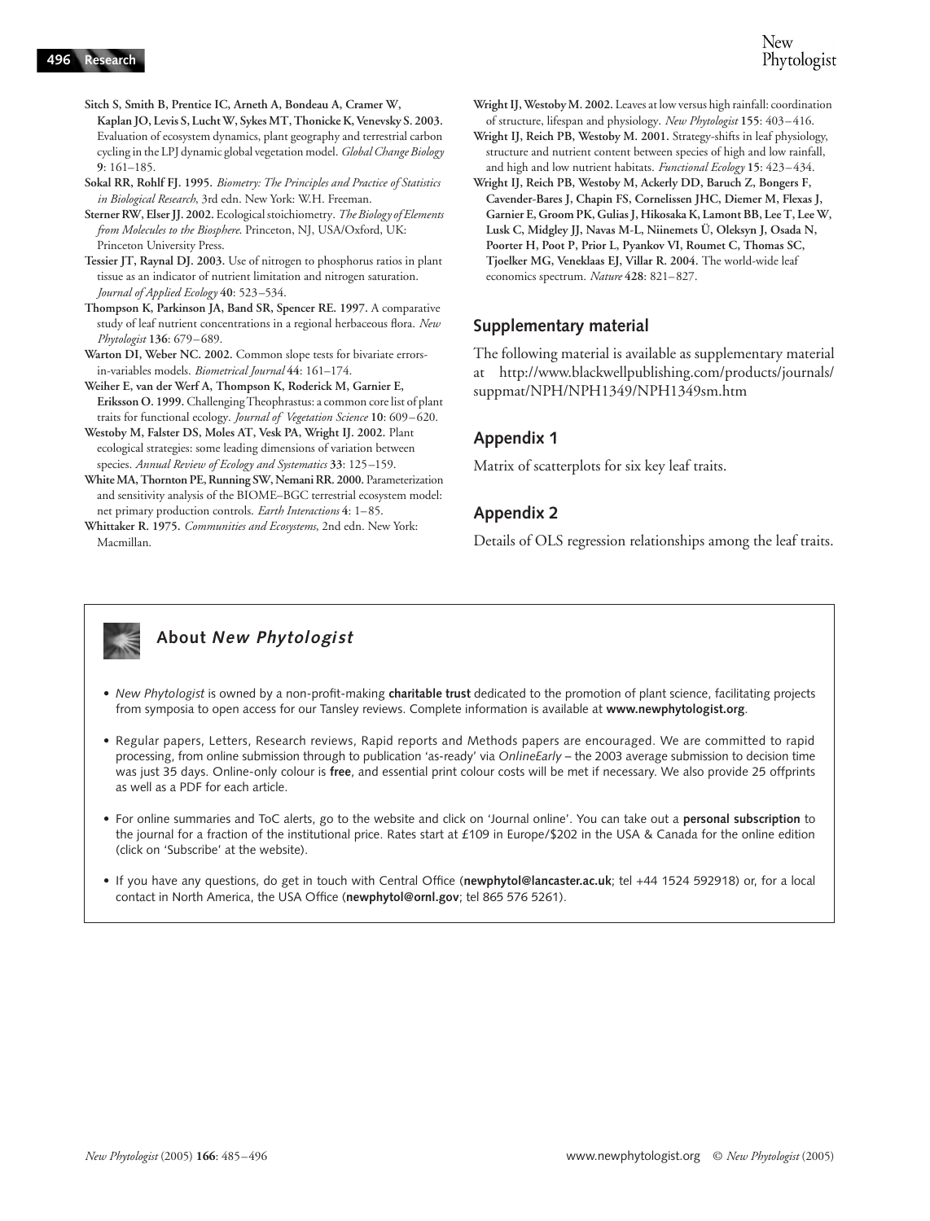**Sitch S, Smith B, Prentice IC, Arneth A, Bondeau A, Cramer W, Kaplan JO, Levis S, Lucht W, Sykes MT, Thonicke K, Venevsky S. 2003.** Evaluation of ecosystem dynamics, plant geography and terrestrial carbon cycling in the LPJ dynamic global vegetation model. *Global Change Biology* **9**: 161–185.

**Sokal RR, Rohlf FJ. 1995.** *Biometry: The Principles and Practice of Statistics in Biological Research*, 3rd edn. New York: W.H. Freeman.

**Sterner RW, Elser JJ. 2002.** Ecological stoichiometry. *The Biology of Elements from Molecules to the Biosphere*. Princeton, NJ, USA/Oxford, UK: Princeton University Press.

**Tessier JT, Raynal DJ. 2003.** Use of nitrogen to phosphorus ratios in plant tissue as an indicator of nutrient limitation and nitrogen saturation. *Journal of Applied Ecology* **40**: 523–534.

**Thompson K, Parkinson JA, Band SR, Spencer RE. 1997.** A comparative study of leaf nutrient concentrations in a regional herbaceous flora. *New Phytologist* **136**: 679–689.

**Warton DI, Weber NC. 2002.** Common slope tests for bivariate errors-in-variables models. *Biometrical Journal* **44**: 161–174.

**Weiher E, van der Werf A, Thompson K, Roderick M, Garnier E, Eriksson O. 1999.** Challenging Theophrastus: a common core list of plant traits for functional ecology. *Journal of Vegetation Science* **10**: 609–620.

**Westoby M, Falster DS, Moles AT, Vesk PA, Wright IJ. 2002.** Plant ecological strategies: some leading dimensions of variation between species. *Annual Review of Ecology and Systematics* **33**: 125–159.

**White MA, Thornton PE, Running SW, Nemani RR. 2000.** Parameterization and sensitivity analysis of the BIOME–BGC terrestrial ecosystem model: net primary production controls. *Earth Interactions* **4**: 1–85.

**Whittaker R. 1975.** *Communities and Ecosystems*, 2nd edn. New York: Macmillan.

**Wright IJ, Westoby M. 2002.** Leaves at low versus high rainfall: coordination of structure, lifespan and physiology. *New Phytologist* **155**: 403–416.

**Wright IJ, Reich PB, Westoby M. 2001.** Strategy-shifts in leaf physiology, structure and nutrient content between species of high and low rainfall, and high and low nutrient habitats. *Functional Ecology* **15**: 423–434.

**Wright IJ, Reich PB, Westoby M, Ackerly DD, Baruch Z, Bongers F, Cavender-Bares J, Chapin FS, Cornelissen JHC, Diemer M, Flexas J, Garnier E, Groom PK, Gulias J, Hikosaka K, Lamont BB, Lee T, Lee W, Lusk C, Midgley JJ, Navas M-L, Niinemets Ü, Oleksyn J, Osada N, Poorter H, Poot P, Prior L, Pyankov VI, Roumet C, Thomas SC, Tjoelker MG, Veneklaas EJ, Villar R. 2004.** The world-wide leaf economics spectrum. *Nature* **428**: 821–827.

## Supplementary material

The following material is available as supplementary material at http://www.blackwellpublishing.com/products/journals/suppmat/NPH/NPH1349/NPH1349sm.htm

## Appendix 1

Matrix of scatterplots for six key leaf traits.

## Appendix 2

Details of OLS regression relationships among the leaf traits.

## About *New Phytologist*

- *New Phytologist* is owned by a non-profit-making **charitable trust** dedicated to the promotion of plant science, facilitating projects from symposia to open access for our Tansley reviews. Complete information is available at **www.newphytologist.org**.
- Regular papers, Letters, Research reviews, Rapid reports and Methods papers are encouraged. We are committed to rapid processing, from online submission through to publication 'as-ready' via *OnlineEarly* – the 2003 average submission to decision time was just 35 days. Online-only colour is **free**, and essential print colour costs will be met if necessary. We also provide 25 offprints as well as a PDF for each article.
- For online summaries and ToC alerts, go to the website and click on 'Journal online'. You can take out a **personal subscription** to the journal for a fraction of the institutional price. Rates start at £109 in Europe/$202 in the USA & Canada for the online edition (click on 'Subscribe' at the website).
- If you have any questions, do get in touch with Central Office (**newphytol@lancaster.ac.uk**; tel +44 1524 592918) or, for a local contact in North America, the USA Office (**newphytol@ornl.gov**; tel 865 576 5261).